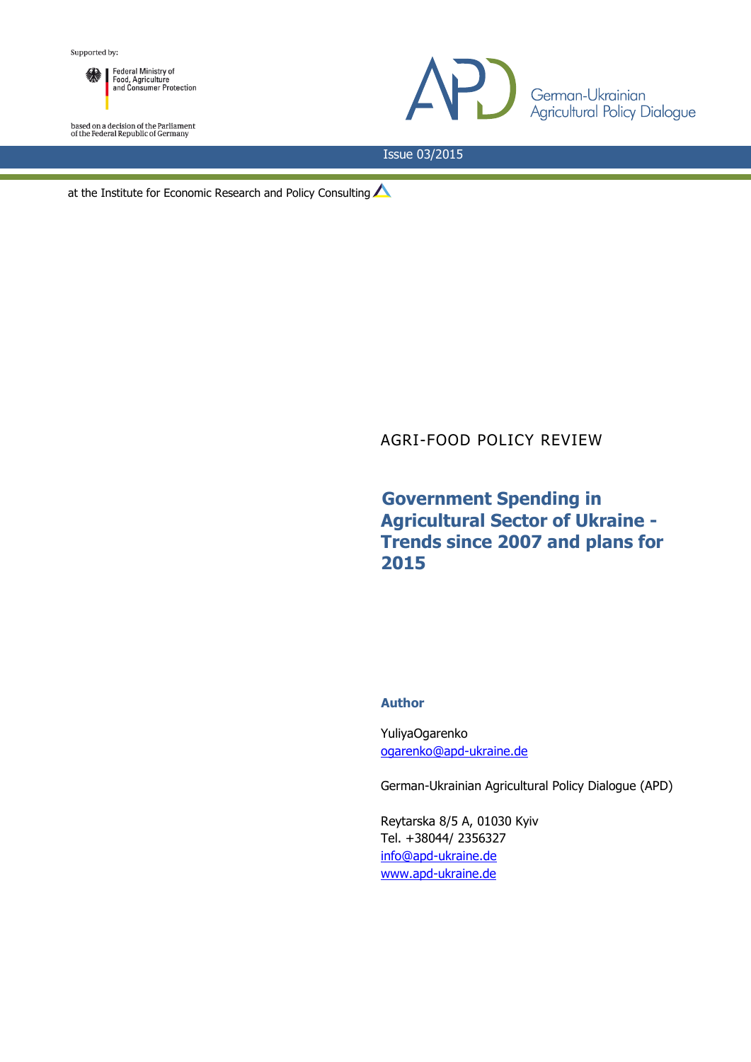Supported by:

Federal Ministry of Food, Agriculture and Consumer Protection

based on a decision of the Parliament of the Federal Republic of Germany

German-Ukrainian Agricultural Policy Dialogue

Issue 03/2015

at the Institute for Economic Research and Policy Consulting

AGRI-FOOD POLICY REVIEW

# Government Spending in Agricultural Sector of Ukraine - Trends since 2007 and plans for 2015

**Author**

YuliyaOgarenko
ogarenko@apd-ukraine.de

German-Ukrainian Agricultural Policy Dialogue (APD)

Reytarska 8/5 A, 01030 Kyiv
Tel. +38044/ 2356327
info@apd-ukraine.de
www.apd-ukraine.de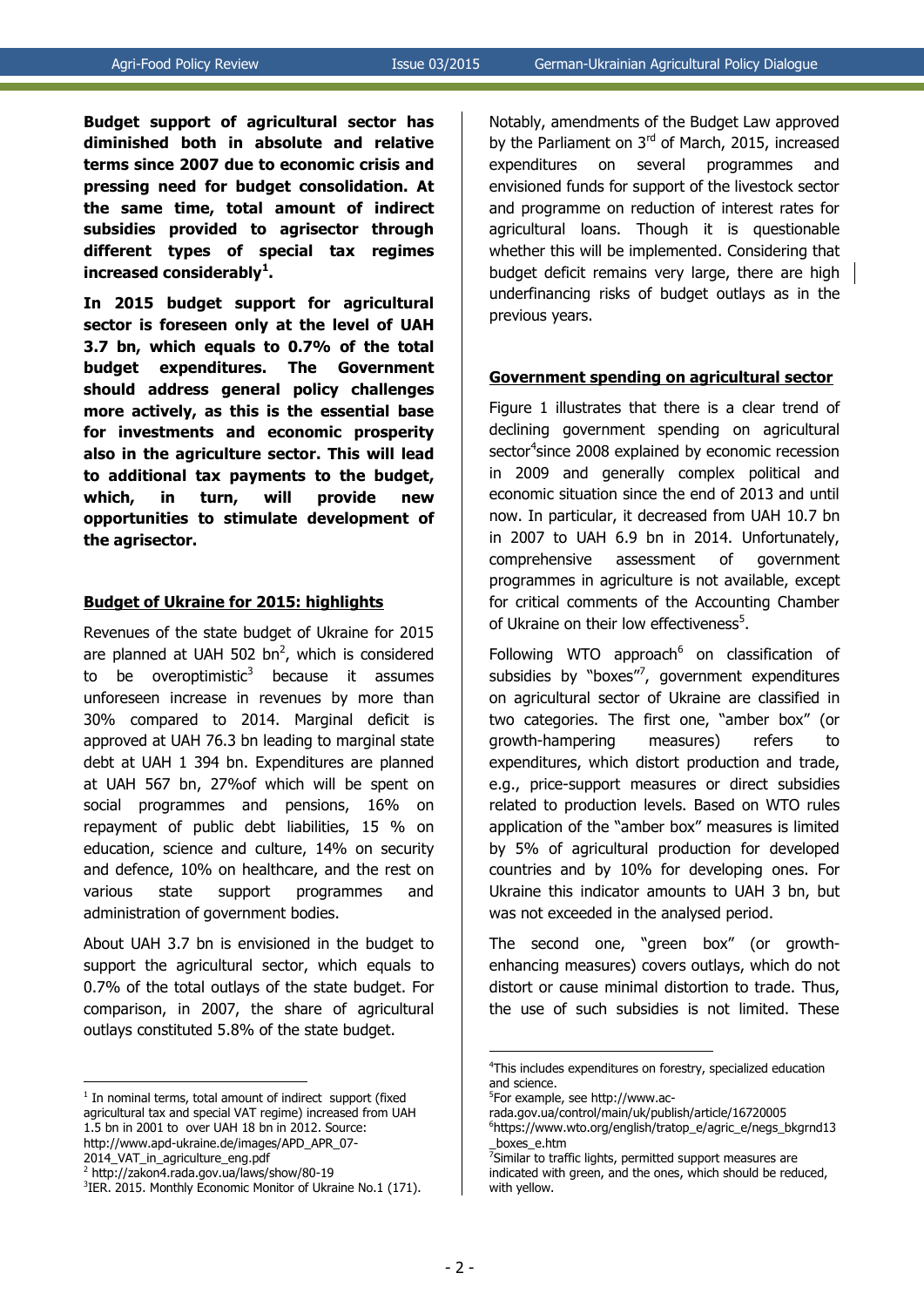**Budget support of agricultural sector has diminished both in absolute and relative terms since 2007 due to economic crisis and pressing need for budget consolidation. At the same time, total amount of indirect subsidies provided to agrisector through different types of special tax regimes increased considerably[1].**

**In 2015 budget support for agricultural sector is foreseen only at the level of UAH 3.7 bn, which equals to 0.7% of the total budget expenditures. The Government should address general policy challenges more actively, as this is the essential base for investments and economic prosperity also in the agriculture sector. This will lead to additional tax payments to the budget, which, in turn, will provide new opportunities to stimulate development of the agrisector.**

## Budget of Ukraine for 2015: highlights

Revenues of the state budget of Ukraine for 2015 are planned at UAH 502 bn[2], which is considered to be overoptimistic[3] because it assumes unforeseen increase in revenues by more than 30% compared to 2014. Marginal deficit is approved at UAH 76.3 bn leading to marginal state debt at UAH 1 394 bn. Expenditures are planned at UAH 567 bn, 27%of which will be spent on social programmes and pensions, 16% on repayment of public debt liabilities, 15 % on education, science and culture, 14% on security and defence, 10% on healthcare, and the rest on various state support programmes and administration of government bodies.

About UAH 3.7 bn is envisioned in the budget to support the agricultural sector, which equals to 0.7% of the total outlays of the state budget. For comparison, in 2007, the share of agricultural outlays constituted 5.8% of the state budget.

Notably, amendments of the Budget Law approved by the Parliament on 3rd of March, 2015, increased expenditures on several programmes and envisioned funds for support of the livestock sector and programme on reduction of interest rates for agricultural loans. Though it is questionable whether this will be implemented. Considering that budget deficit remains very large, there are high underfinancing risks of budget outlays as in the previous years.

## Government spending on agricultural sector

Figure 1 illustrates that there is a clear trend of declining government spending on agricultural sector[4]since 2008 explained by economic recession in 2009 and generally complex political and economic situation since the end of 2013 and until now. In particular, it decreased from UAH 10.7 bn in 2007 to UAH 6.9 bn in 2014. Unfortunately, comprehensive assessment of government programmes in agriculture is not available, except for critical comments of the Accounting Chamber of Ukraine on their low effectiveness[5].

Following WTO approach[6] on classification of subsidies by "boxes"[7], government expenditures on agricultural sector of Ukraine are classified in two categories. The first one, "amber box" (or growth-hampering measures) refers to expenditures, which distort production and trade, e.g., price-support measures or direct subsidies related to production levels. Based on WTO rules application of the "amber box" measures is limited by 5% of agricultural production for developed countries and by 10% for developing ones. For Ukraine this indicator amounts to UAH 3 bn, but was not exceeded in the analysed period.

The second one, "green box" (or growth-enhancing measures) covers outlays, which do not distort or cause minimal distortion to trade. Thus, the use of such subsidies is not limited. These

---

[1] In nominal terms, total amount of indirect support (fixed agricultural tax and special VAT regime) increased from UAH 1.5 bn in 2001 to over UAH 18 bn in 2012. Source: http://www.apd-ukraine.de/images/APD_APR_07-2014_VAT_in_agriculture_eng.pdf

[2] http://zakon4.rada.gov.ua/laws/show/80-19

[3] IER. 2015. Monthly Economic Monitor of Ukraine No.1 (171).

[4] This includes expenditures on forestry, specialized education and science.

[5] For example, see http://www.ac-rada.gov.ua/control/main/uk/publish/article/16720005

[6] https://www.wto.org/english/tratop_e/agric_e/negs_bkgrnd13_boxes_e.htm

[7] Similar to traffic lights, permitted support measures are indicated with green, and the ones, which should be reduced, with yellow.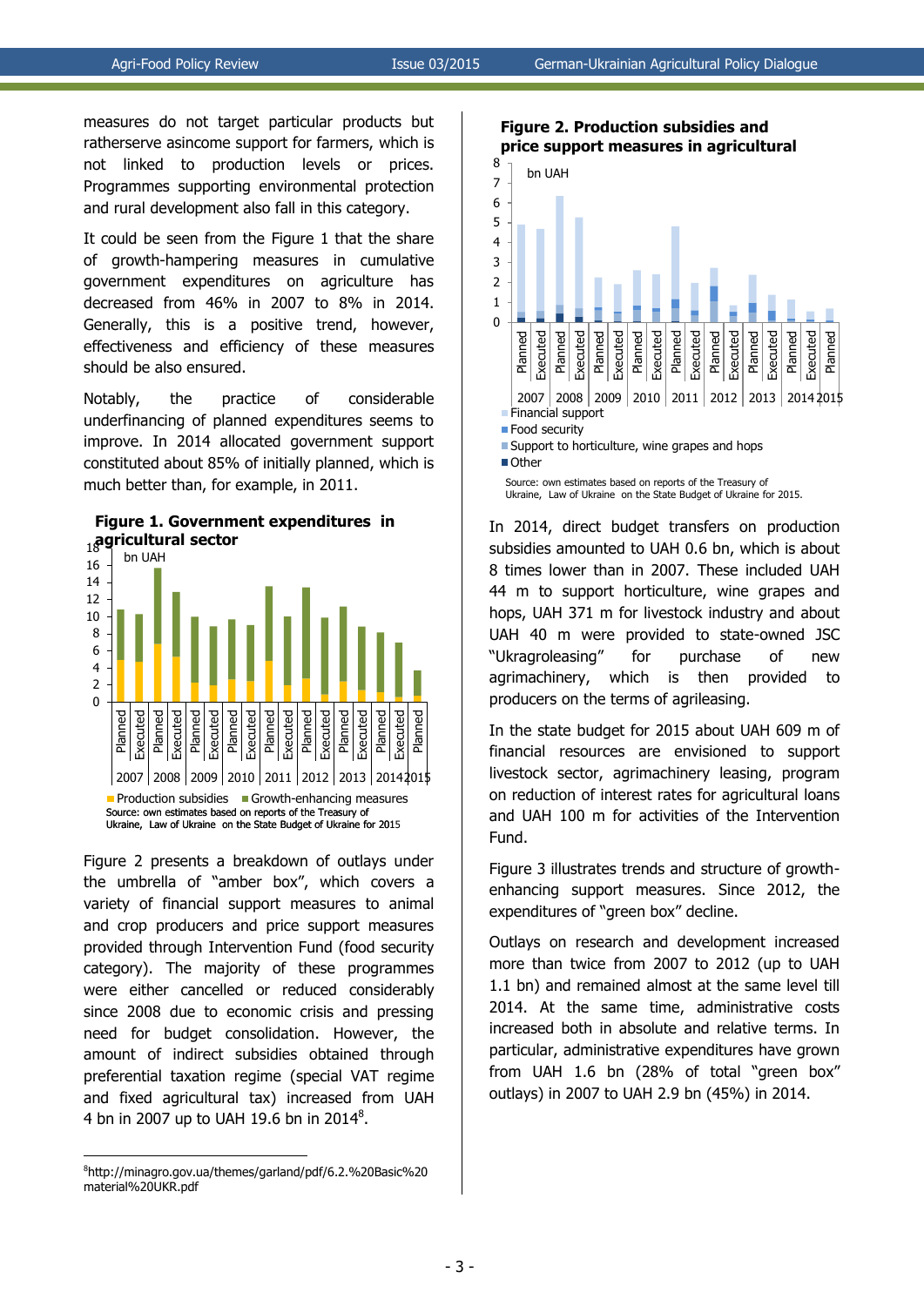measures do not target particular products but ratherserve asincome support for farmers, which is not linked to production levels or prices. Programmes supporting environmental protection and rural development also fall in this category.

It could be seen from the Figure 1 that the share of growth-hampering measures in cumulative government expenditures on agriculture has decreased from 46% in 2007 to 8% in 2014. Generally, this is a positive trend, however, effectiveness and efficiency of these measures should be also ensured.

Notably, the practice of considerable underfinancing of planned expenditures seems to improve. In 2014 allocated government support constituted about 85% of initially planned, which is much better than, for example, in 2011.

**Figure 1. Government expenditures in agricultural sector**

Source: own estimates based on reports of the Treasury of Ukraine, Law of Ukraine on the State Budget of Ukraine for 2015

Figure 2 presents a breakdown of outlays under the umbrella of "amber box", which covers a variety of financial support measures to animal and crop producers and price support measures provided through Intervention Fund (food security category). The majority of these programmes were either cancelled or reduced considerably since 2008 due to economic crisis and pressing need for budget consolidation. However, the amount of indirect subsidies obtained through preferential taxation regime (special VAT regime and fixed agricultural tax) increased from UAH 4 bn in 2007 up to UAH 19.6 bn in 2014[8].

[8]http://minagro.gov.ua/themes/garland/pdf/6.2.%20Basic%20material%20UKR.pdf

**Figure 2. Production subsidies and price support measures in agricultural**

Source: own estimates based on reports of the Treasury of Ukraine, Law of Ukraine on the State Budget of Ukraine for 2015.

In 2014, direct budget transfers on production subsidies amounted to UAH 0.6 bn, which is about 8 times lower than in 2007. These included UAH 44 m to support horticulture, wine grapes and hops, UAH 371 m for livestock industry and about UAH 40 m were provided to state-owned JSC "Ukragroleasing" for purchase of new agrimachinery, which is then provided to producers on the terms of agrileasing.

In the state budget for 2015 about UAH 609 m of financial resources are envisioned to support livestock sector, agrimachinery leasing, program on reduction of interest rates for agricultural loans and UAH 100 m for activities of the Intervention Fund.

Figure 3 illustrates trends and structure of growth-enhancing support measures. Since 2012, the expenditures of "green box" decline.

Outlays on research and development increased more than twice from 2007 to 2012 (up to UAH 1.1 bn) and remained almost at the same level till 2014. At the same time, administrative costs increased both in absolute and relative terms. In particular, administrative expenditures have grown from UAH 1.6 bn (28% of total "green box" outlays) in 2007 to UAH 2.9 bn (45%) in 2014.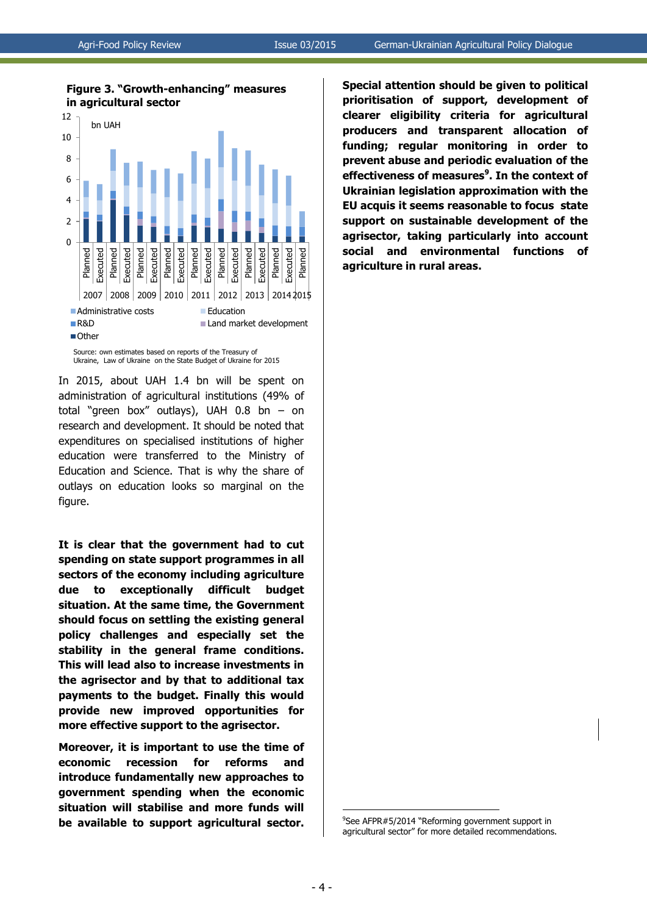**Figure 3. "Growth-enhancing" measures in agricultural sector**

bn UAH

12
10
8
6
4
2
0

Planned Executed Planned Executed Planned Executed Planned Executed Planned Executed Planned Executed Planned Executed Planned Executed Planned

2007 2008 2009 2010 2011 2012 2013 2014 2015

Administrative costs
Education
R&D
Land market development
Other

Source: own estimates based on reports of the Treasury of Ukraine, Law of Ukraine on the State Budget of Ukraine for 2015

In 2015, about UAH 1.4 bn will be spent on administration of agricultural institutions (49% of total "green box" outlays), UAH 0.8 bn – on research and development. It should be noted that expenditures on specialised institutions of higher education were transferred to the Ministry of Education and Science. That is why the share of outlays on education looks so marginal on the figure.

**It is clear that the government had to cut spending on state support programmes in all sectors of the economy including agriculture due to exceptionally difficult budget situation. At the same time, the Government should focus on settling the existing general policy challenges and especially set the stability in the general frame conditions. This will lead also to increase investments in the agrisector and by that to additional tax payments to the budget. Finally this would provide new improved opportunities for more effective support to the agrisector.**

**Moreover, it is important to use the time of economic recession for reforms and introduce fundamentally new approaches to government spending when the economic situation will stabilise and more funds will be available to support agricultural sector.**

**Special attention should be given to political prioritisation of support, development of clearer eligibility criteria for agricultural producers and transparent allocation of funding; regular monitoring in order to prevent abuse and periodic evaluation of the effectiveness of measures[9]. In the context of Ukrainian legislation approximation with the EU acquis it seems reasonable to focus state support on sustainable development of the agrisector, taking particularly into account social and environmental functions of agriculture in rural areas.**

---

[9]See AFPR#5/2014 "Reforming government support in agricultural sector" for more detailed recommendations.